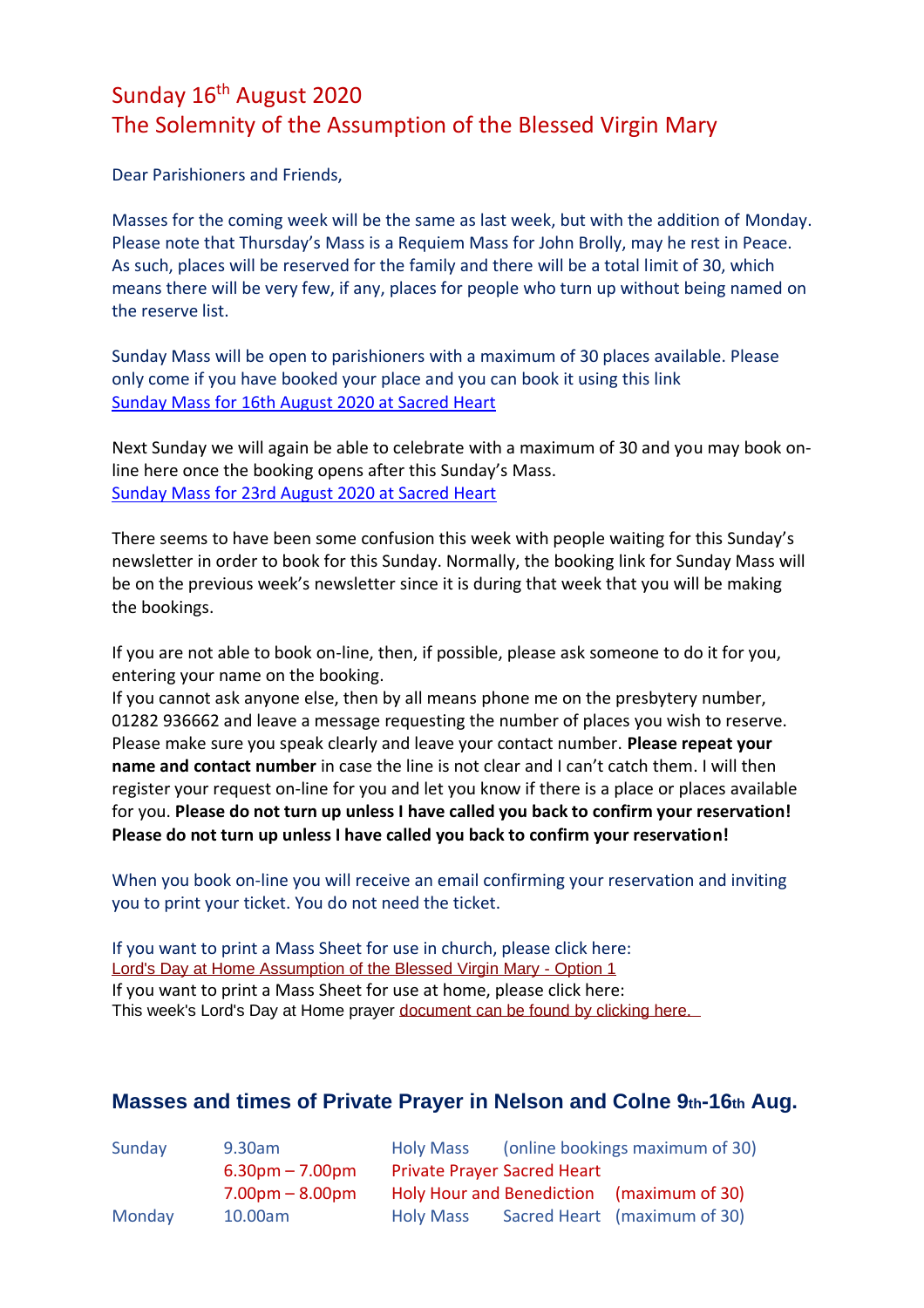# Sunday 16th August 2020
# The Solemnity of the Assumption of the Blessed Virgin Mary

Dear Parishioners and Friends,

Masses for the coming week will be the same as last week, but with the addition of Monday. Please note that Thursday's Mass is a Requiem Mass for John Brolly, may he rest in Peace. As such, places will be reserved for the family and there will be a total limit of 30, which means there will be very few, if any, places for people who turn up without being named on the reserve list.

Sunday Mass will be open to parishioners with a maximum of 30 places available. Please only come if you have booked your place and you can book it using this link
Sunday Mass for 16th August 2020 at Sacred Heart

Next Sunday we will again be able to celebrate with a maximum of 30 and you may book on-line here once the booking opens after this Sunday's Mass.
Sunday Mass for 23rd August 2020 at Sacred Heart

There seems to have been some confusion this week with people waiting for this Sunday's newsletter in order to book for this Sunday. Normally, the booking link for Sunday Mass will be on the previous week's newsletter since it is during that week that you will be making the bookings.

If you are not able to book on-line, then, if possible, please ask someone to do it for you, entering your name on the booking.
If you cannot ask anyone else, then by all means phone me on the presbytery number, 01282 936662 and leave a message requesting the number of places you wish to reserve. Please make sure you speak clearly and leave your contact number. **Please repeat your name and contact number** in case the line is not clear and I can't catch them. I will then register your request on-line for you and let you know if there is a place or places available for you. **Please do not turn up unless I have called you back to confirm your reservation! Please do not turn up unless I have called you back to confirm your reservation!**

When you book on-line you will receive an email confirming your reservation and inviting you to print your ticket. You do not need the ticket.

If you want to print a Mass Sheet for use in church, please click here:
Lord's Day at Home Assumption of the Blessed Virgin Mary - Option 1
If you want to print a Mass Sheet for use at home, please click here:
This week's Lord's Day at Home prayer document can be found by clicking here.

## Masses and times of Private Prayer in Nelson and Colne 9th-16th Aug.

| | | | | |
|---|---|---|---|---|
| Sunday | 9.30am | Holy Mass | (online bookings maximum of 30) | |
| | 6.30pm – 7.00pm | Private Prayer Sacred Heart | | |
| | 7.00pm – 8.00pm | Holy Hour and Benediction | | (maximum of 30) |
| Monday | 10.00am | Holy Mass | Sacred Heart | (maximum of 30) |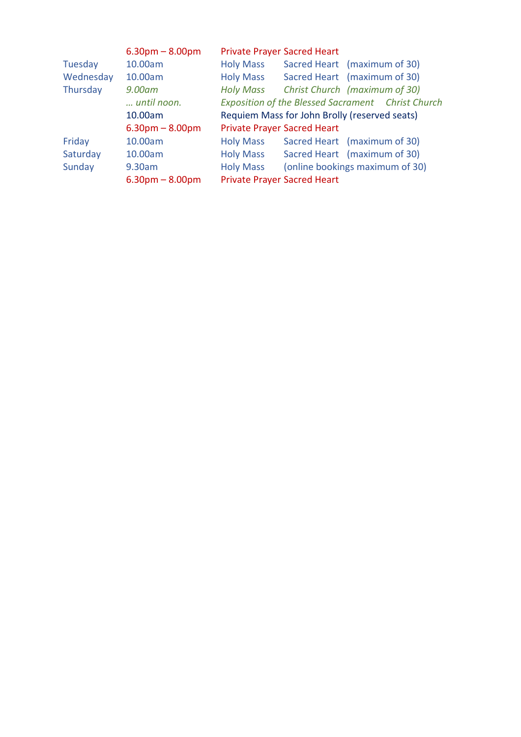| | | | | |
|---|---|---|---|---|
| | 6.30pm – 8.00pm | Private Prayer | Sacred Heart | |
| Tuesday | 10.00am | Holy Mass | Sacred Heart | (maximum of 30) |
| Wednesday | 10.00am | Holy Mass | Sacred Heart | (maximum of 30) |
| Thursday | *9.00am* | *Holy Mass* | *Christ Church* | *(maximum of 30)* |
| | *… until noon.* | *Exposition of the Blessed Sacrament* | | *Christ Church* |
| | 10.00am | Requiem Mass for John Brolly (reserved seats) | | |
| | 6.30pm – 8.00pm | Private Prayer | Sacred Heart | |
| Friday | 10.00am | Holy Mass | Sacred Heart | (maximum of 30) |
| Saturday | 10.00am | Holy Mass | Sacred Heart | (maximum of 30) |
| Sunday | 9.30am | Holy Mass | (online bookings maximum of 30) | |
| | 6.30pm – 8.00pm | Private Prayer | Sacred Heart | |